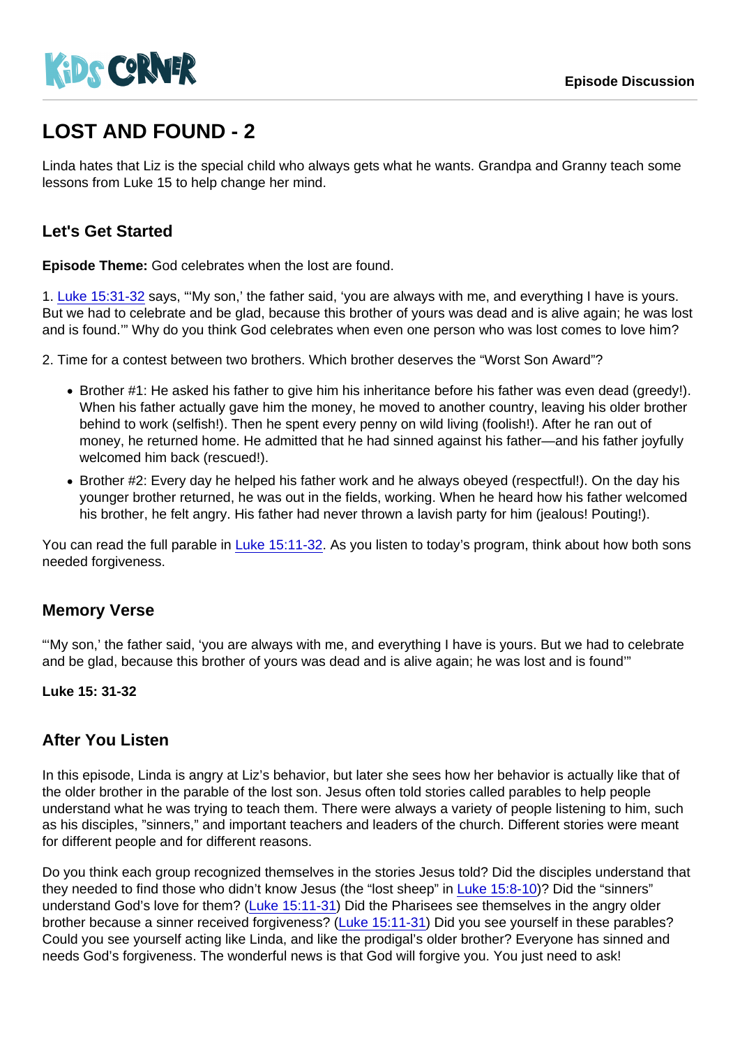Kids Corner

Episode Discussion

# LOST AND FOUND - 2

Linda hates that Liz is the special child who always gets what he wants. Grandpa and Granny teach some lessons from Luke 15 to help change her mind.

## Let's Get Started

**Episode Theme:** God celebrates when the lost are found.

1. Luke 15:31-32 says, "'My son,' the father said, 'you are always with me, and everything I have is yours. But we had to celebrate and be glad, because this brother of yours was dead and is alive again; he was lost and is found.'" Why do you think God celebrates when even one person who was lost comes to love him?

2. Time for a contest between two brothers. Which brother deserves the "Worst Son Award"?

- Brother #1: He asked his father to give him his inheritance before his father was even dead (greedy!). When his father actually gave him the money, he moved to another country, leaving his older brother behind to work (selfish!). Then he spent every penny on wild living (foolish!). After he ran out of money, he returned home. He admitted that he had sinned against his father—and his father joyfully welcomed him back (rescued!).
- Brother #2: Every day he helped his father work and he always obeyed (respectful!). On the day his younger brother returned, he was out in the fields, working. When he heard how his father welcomed his brother, he felt angry. His father had never thrown a lavish party for him (jealous! Pouting!).

You can read the full parable in Luke 15:11-32. As you listen to today's program, think about how both sons needed forgiveness.

## Memory Verse

"'My son,' the father said, 'you are always with me, and everything I have is yours. But we had to celebrate and be glad, because this brother of yours was dead and is alive again; he was lost and is found'"

**Luke 15: 31-32**

## After You Listen

In this episode, Linda is angry at Liz's behavior, but later she sees how her behavior is actually like that of the older brother in the parable of the lost son. Jesus often told stories called parables to help people understand what he was trying to teach them. There were always a variety of people listening to him, such as his disciples, "sinners," and important teachers and leaders of the church. Different stories were meant for different people and for different reasons.

Do you think each group recognized themselves in the stories Jesus told? Did the disciples understand that they needed to find those who didn't know Jesus (the "lost sheep" in Luke 15:8-10)? Did the "sinners" understand God's love for them? (Luke 15:11-31) Did the Pharisees see themselves in the angry older brother because a sinner received forgiveness? (Luke 15:11-31) Did you see yourself in these parables? Could you see yourself acting like Linda, and like the prodigal's older brother? Everyone has sinned and needs God's forgiveness. The wonderful news is that God will forgive you. You just need to ask!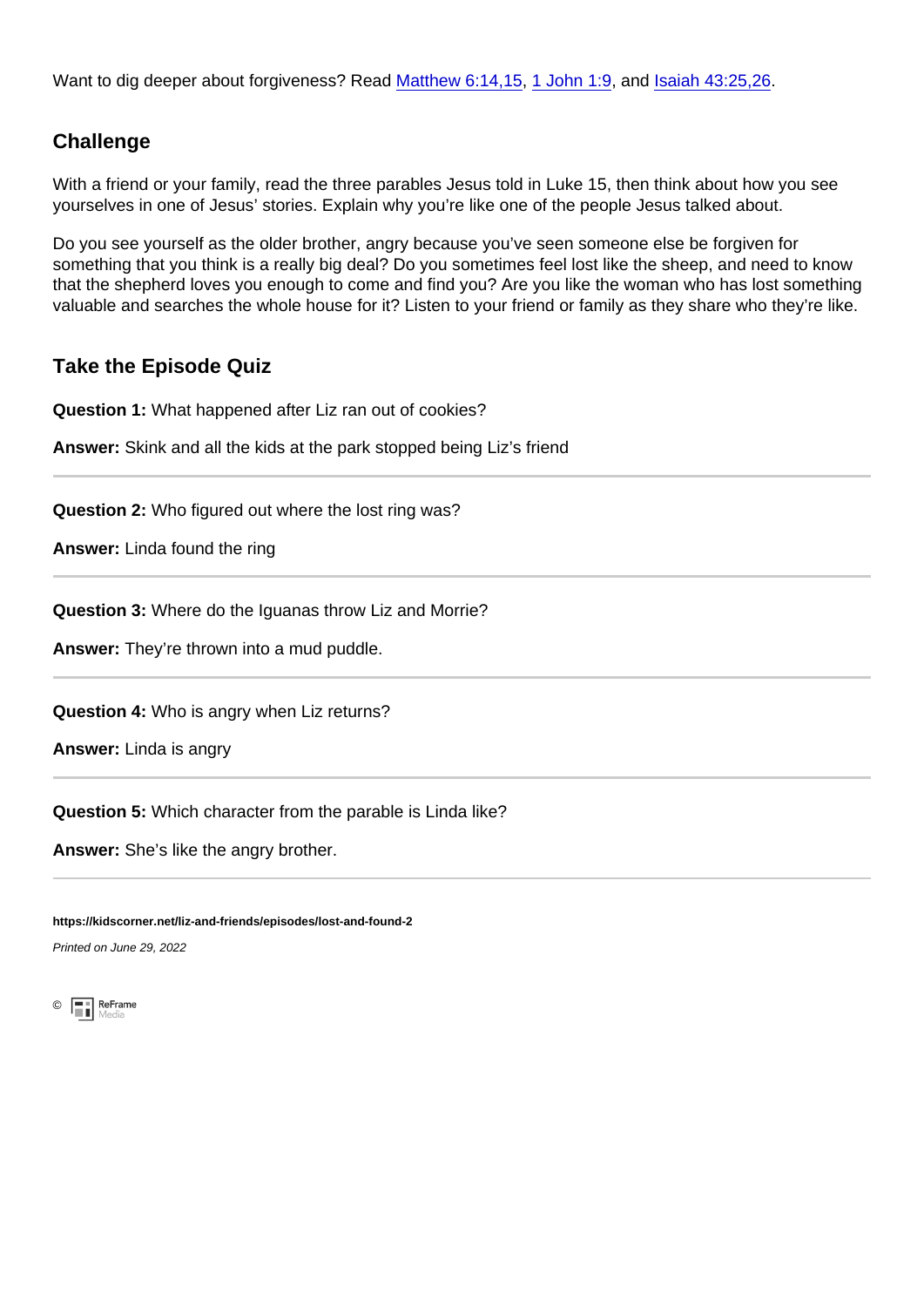Want to dig deeper about forgiveness? Read Matthew 6:14,15, 1 John 1:9, and Isaiah 43:25,26.

## Challenge

With a friend or your family, read the three parables Jesus told in Luke 15, then think about how you see yourselves in one of Jesus' stories. Explain why you're like one of the people Jesus talked about.

Do you see yourself as the older brother, angry because you've seen someone else be forgiven for something that you think is a really big deal? Do you sometimes feel lost like the sheep, and need to know that the shepherd loves you enough to come and find you? Are you like the woman who has lost something valuable and searches the whole house for it? Listen to your friend or family as they share who they're like.

## Take the Episode Quiz

**Question 1:** What happened after Liz ran out of cookies?

**Answer:** Skink and all the kids at the park stopped being Liz's friend

---

**Question 2:** Who figured out where the lost ring was?

**Answer:** Linda found the ring

---

**Question 3:** Where do the Iguanas throw Liz and Morrie?

**Answer:** They're thrown into a mud puddle.

---

**Question 4:** Who is angry when Liz returns?

**Answer:** Linda is angry

---

**Question 5:** Which character from the parable is Linda like?

**Answer:** She's like the angry brother.

---

https://kidscorner.net/liz-and-friends/episodes/lost-and-found-2

*Printed on June 29, 2022*

© ReFrame Media